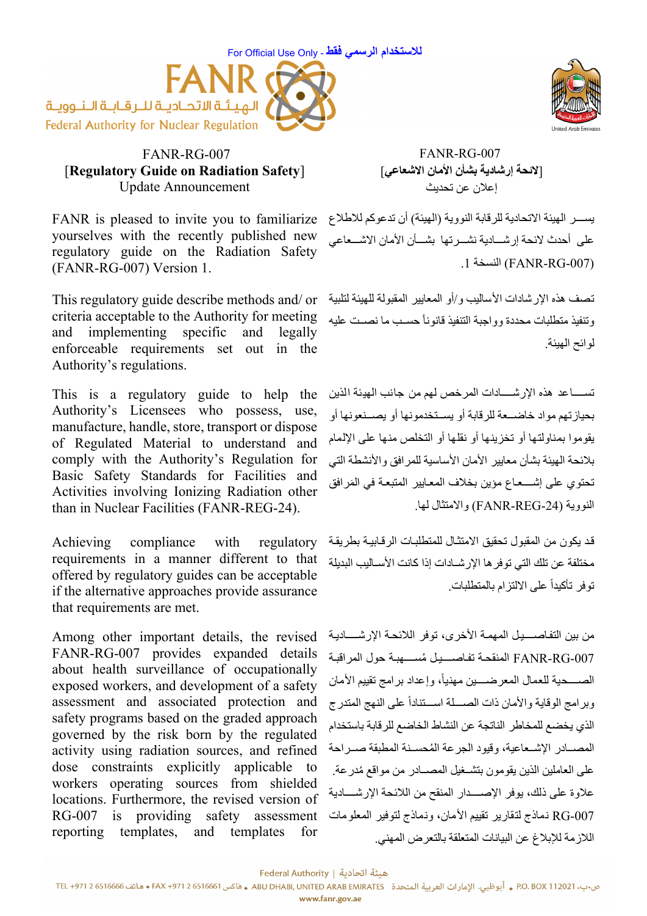For Official Use Only - للاستخدام الرسمي فقط

FANR

الهيئة الاتحادية للرقابة النووية

Federal Authority for Nuclear Regulation

FANR-RG-007

[**Regulatory Guide on Radiation Safety**]

Update Announcement

FANR is pleased to invite you to familiarize yourselves with the recently published new regulatory guide on the Radiation Safety (FANR-RG-007) Version 1.

This regulatory guide describe methods and/ or criteria acceptable to the Authority for meeting and implementing specific and legally enforceable requirements set out in the Authority's regulations.

This is a regulatory guide to help the Authority's Licensees who possess, use, manufacture, handle, store, transport or dispose of Regulated Material to understand and comply with the Authority's Regulation for Basic Safety Standards for Facilities and Activities involving Ionizing Radiation other than in Nuclear Facilities (FANR-REG-24).

Achieving compliance with regulatory requirements in a manner different to that offered by regulatory guides can be acceptable if the alternative approaches provide assurance that requirements are met.

Among other important details, the revised FANR-RG-007 provides expanded details about health surveillance of occupationally exposed workers, and development of a safety assessment and associated protection and safety programs based on the graded approach governed by the risk born by the regulated activity using radiation sources, and refined dose constraints explicitly applicable to workers operating sources from shielded locations. Furthermore, the revised version of RG-007 is providing safety assessment reporting templates, and templates for

FANR-RG-007

[**لائحة إرشادية بشأن الأمان الاشعاعي**]

إعلان عن تحديث

يسر الهيئة الاتحادية للرقابة النووية (الهيئة) أن تدعوكم للاطلاع على أحدث لائحة إرشادية نشرتها بشأن الأمان الاشعاعي (FANR-RG-007) النسخة 1.

تصف هذه الإرشادات الأساليب و/أو المعايير المقبولة للهيئة لتلبية وتنفيذ متطلبات محددة وواجبة التنفيذ قانوناً حسب ما نصت عليه لوائح الهيئة.

تساعد هذه الإرشادات المرخص لهم من جانب الهيئة الذين بحيازتهم مواد خاضعة للرقابة أو يستخدمونها أو يصنعونها أو يقوموا بمناولتها أو تخزينها أو نقلها أو التخلص منها على الإلمام بلائحة الهيئة بشأن معايير الأمان الأساسية للمرافق والأنشطة التي تحتوي على إشعاع مؤين بخلاف المعايير المتبعة في المَرافق النووية (FANR-REG-24) والامتثال لها.

قد يكون من المقبول تحقيق الامتثال للمتطلبات الرقابية بطريقة مختلفة عن تلك التي توفرها الإرشادات إذا كانت الأساليب البديلة توفر تأكيداً على الالتزام بالمتطلبات.

من بين التفاصيل المهمة الأخرى، توفر اللائحة الإرشادية المنقحة FANR-RG-007 تفاصيل مُسهبة حول المراقبة الصحية للعمال المعرضين مهنياً، وإعداد برامج تقييم الأمان وبرامج الوقاية والأمان ذات الصلة استناداً على النهج المتدرج الذي يخضع للمخاطر الناتجة عن النشاط الخاضع للرقابة باستخدام المصادر الإشعاعية، وقيود الجرعة المُحسنة المطبقة صراحة على العاملين الذين يقومون بتشغيل المصادر من مواقع مُدرعة. علاوة على ذلك، يوفر الإصدار المنقح من اللائحة الإرشادية RG-007 نماذج لتقارير تقييم الأمان، ونماذج لتوفير المعلومات اللازمة للإبلاغ عن البيانات المتعلقة بالتعرض المهني.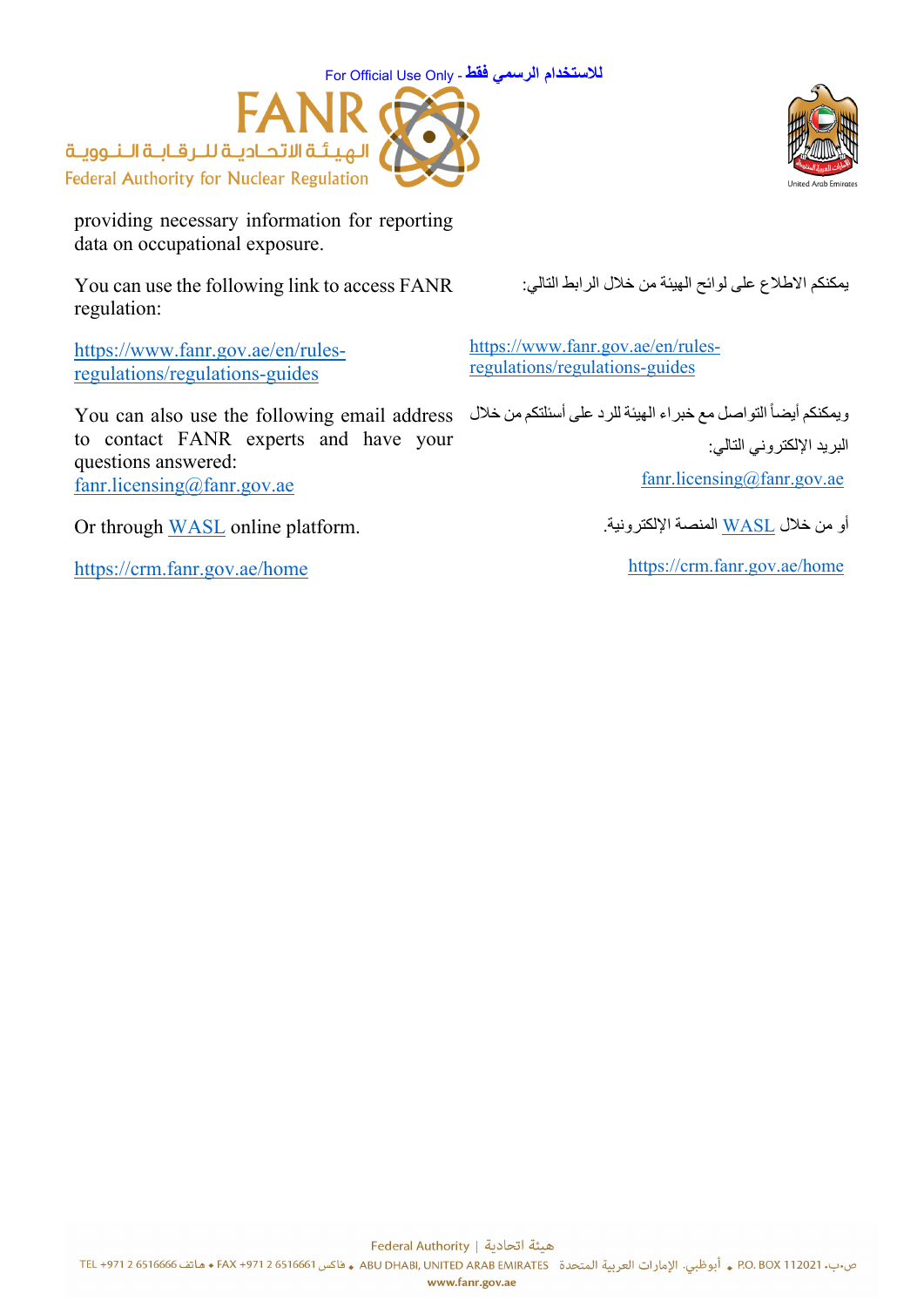providing necessary information for reporting data on occupational exposure.

You can use the following link to access FANR regulation:

https://www.fanr.gov.ae/en/rules-regulations/regulations-guides

You can also use the following email address to contact FANR experts and have your questions answered:
fanr.licensing@fanr.gov.ae

Or through WASL online platform.

https://crm.fanr.gov.ae/home

يمكنكم الاطلاع على لوائح الهيئة من خلال الرابط التالي:

https://www.fanr.gov.ae/en/rules-regulations/regulations-guides

ويمكنكم أيضاً التواصل مع خبراء الهيئة للرد على أسئلتكم من خلال البريد الإلكتروني التالي:

fanr.licensing@fanr.gov.ae

أو من خلال WASL المنصة الإلكترونية.

https://crm.fanr.gov.ae/home